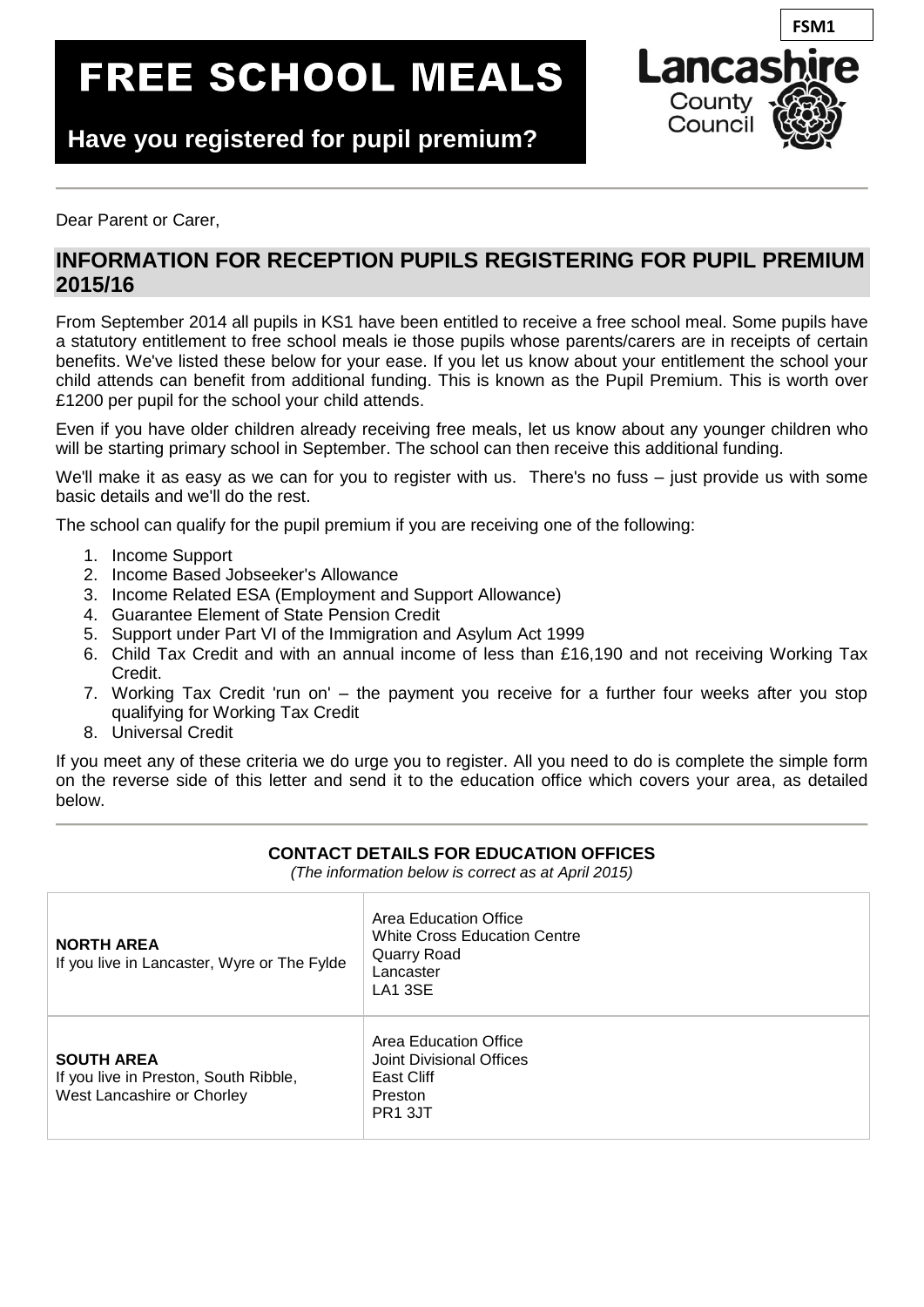FSM1

# FREE SCHOOL MEALS

**Have you registered for pupil premium?**

Lancashire County Council

Dear Parent or Carer,

## INFORMATION FOR RECEPTION PUPILS REGISTERING FOR PUPIL PREMIUM 2015/16

From September 2014 all pupils in KS1 have been entitled to receive a free school meal. Some pupils have a statutory entitlement to free school meals ie those pupils whose parents/carers are in receipts of certain benefits. We've listed these below for your ease. If you let us know about your entitlement the school your child attends can benefit from additional funding. This is known as the Pupil Premium. This is worth over £1200 per pupil for the school your child attends.

Even if you have older children already receiving free meals, let us know about any younger children who will be starting primary school in September. The school can then receive this additional funding.

We'll make it as easy as we can for you to register with us. There's no fuss – just provide us with some basic details and we'll do the rest.

The school can qualify for the pupil premium if you are receiving one of the following:

1. Income Support
2. Income Based Jobseeker's Allowance
3. Income Related ESA (Employment and Support Allowance)
4. Guarantee Element of State Pension Credit
5. Support under Part VI of the Immigration and Asylum Act 1999
6. Child Tax Credit and with an annual income of less than £16,190 and not receiving Working Tax Credit.
7. Working Tax Credit 'run on' – the payment you receive for a further four weeks after you stop qualifying for Working Tax Credit
8. Universal Credit

If you meet any of these criteria we do urge you to register. All you need to do is complete the simple form on the reverse side of this letter and send it to the education office which covers your area, as detailed below.

**CONTACT DETAILS FOR EDUCATION OFFICES**

*(The information below is correct as at April 2015)*

| Area | Address |
|---|---|
| **NORTH AREA**<br>If you live in Lancaster, Wyre or The Fylde | Area Education Office<br>White Cross Education Centre<br>Quarry Road<br>Lancaster<br>LA1 3SE |
| **SOUTH AREA**<br>If you live in Preston, South Ribble, West Lancashire or Chorley | Area Education Office<br>Joint Divisional Offices<br>East Cliff<br>Preston<br>PR1 3JT |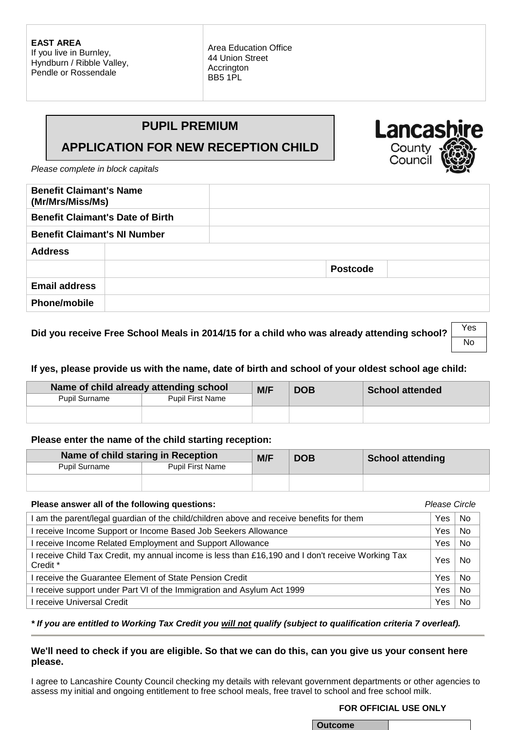| | |
|---|---|
| **EAST AREA**<br>If you live in Burnley, Hyndburn / Ribble Valley, Pendle or Rossendale | Area Education Office<br>44 Union Street<br>Accrington<br>BB5 1PL |

# PUPIL PREMIUM

## APPLICATION FOR NEW RECEPTION CHILD

*Please complete in block capitals*

| | | | |
|---|---|---|---|
| **Benefit Claimant's Name (Mr/Mrs/Miss/Ms)** | | | |
| **Benefit Claimant's Date of Birth** | | | |
| **Benefit Claimant's NI Number** | | | |
| **Address** | | | |
| | | **Postcode** | |
| **Email address** | | | |
| **Phone/mobile** | | | |

**Did you receive Free School Meals in 2014/15 for a child who was already attending school?** Yes / No

**If yes, please provide us with the name, date of birth and school of your oldest school age child:**

| Name of child already attending school | | M/F | DOB | School attended |
|---|---|---|---|---|
| Pupil Surname | Pupil First Name | | | |
| | | | | |

**Please enter the name of the child starting reception:**

| Name of child staring in Reception | | M/F | DOB | School attending |
|---|---|---|---|---|
| Pupil Surname | Pupil First Name | | | |
| | | | | |

**Please answer all of the following questions:** *Please Circle*

| | | |
|---|---|---|
| I am the parent/legal guardian of the child/children above and receive benefits for them | Yes | No |
| I receive Income Support or Income Based Job Seekers Allowance | Yes | No |
| I receive Income Related Employment and Support Allowance | Yes | No |
| I receive Child Tax Credit, my annual income is less than £16,190 and I don't receive Working Tax Credit * | Yes | No |
| I receive the Guarantee Element of State Pension Credit | Yes | No |
| I receive support under Part VI of the Immigration and Asylum Act 1999 | Yes | No |
| I receive Universal Credit | Yes | No |

***** *If you are entitled to Working Tax Credit you* ***will not*** *qualify (subject to qualification criteria 7 overleaf).***

**We'll need to check if you are eligible. So that we can do this, can you give us your consent here please.**

I agree to Lancashire County Council checking my details with relevant government departments or other agencies to assess my initial and ongoing entitlement to free school meals, free travel to school and free school milk.

**FOR OFFICIAL USE ONLY**

| | |
|---|---|
| **Outcome** | |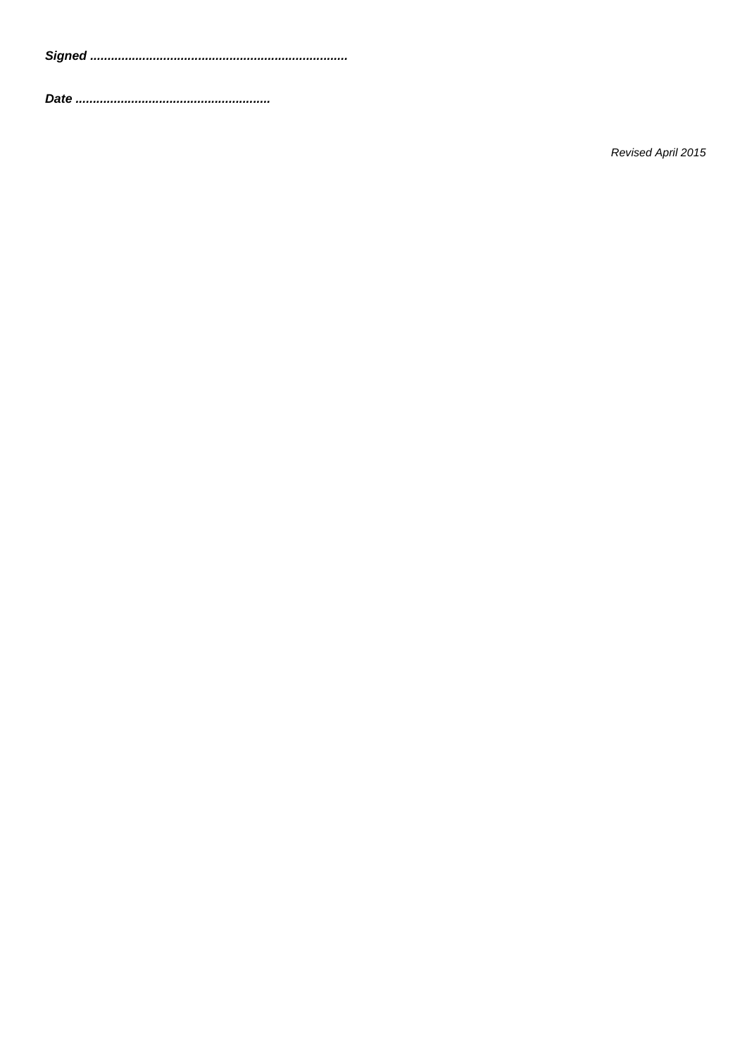***Signed .........................................................................***

***Date .......................................................***

*Revised April 2015*